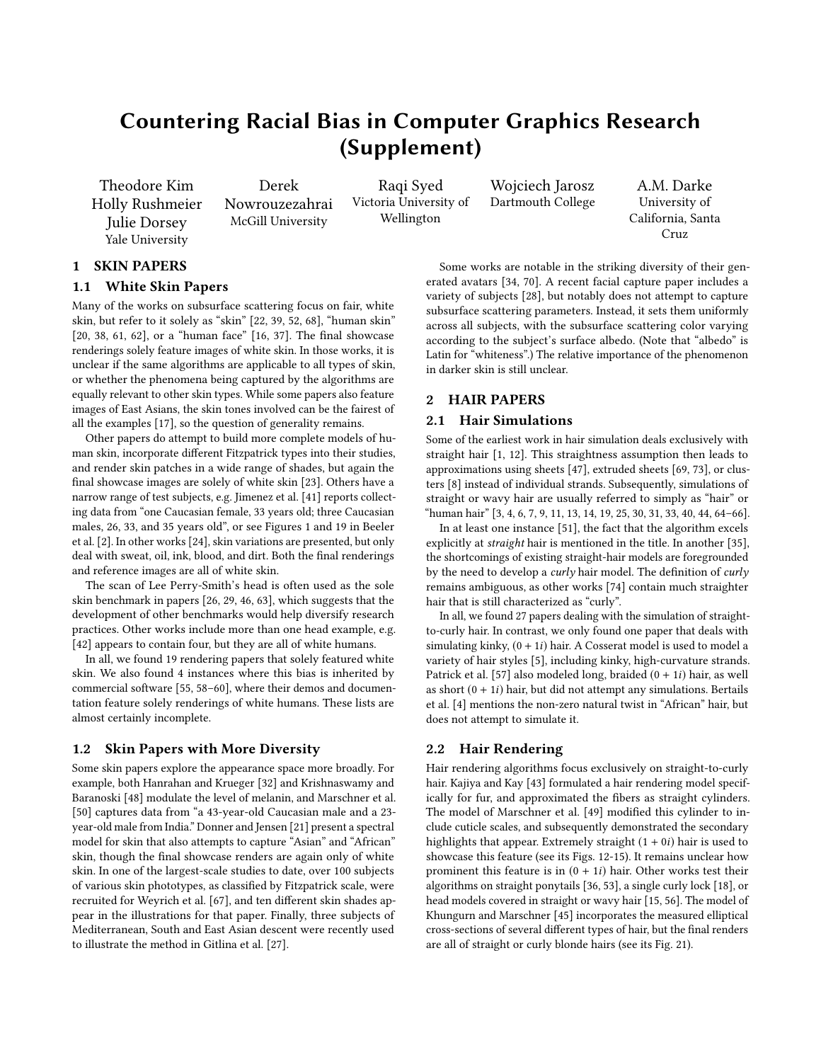# Countering Racial Bias in Computer Graphics Research (Supplement)

Theodore Kim
Holly Rushmeier
Julie Dorsey
Yale University

Derek Nowrouzezahrai
McGill University

Raqi Syed
Victoria University of Wellington

Wojciech Jarosz
Dartmouth College

A.M. Darke
University of California, Santa Cruz

## 1 SKIN PAPERS

### 1.1 White Skin Papers

Many of the works on subsurface scattering focus on fair, white skin, but refer to it solely as "skin" [22, 39, 52, 68], "human skin" [20, 38, 61, 62], or a "human face" [16, 37]. The final showcase renderings solely feature images of white skin. In those works, it is unclear if the same algorithms are applicable to all types of skin, or whether the phenomena being captured by the algorithms are equally relevant to other skin types. While some papers also feature images of East Asians, the skin tones involved can be the fairest of all the examples [17], so the question of generality remains.

Other papers do attempt to build more complete models of human skin, incorporate different Fitzpatrick types into their studies, and render skin patches in a wide range of shades, but again the final showcase images are solely of white skin [23]. Others have a narrow range of test subjects, e.g., Jimenez et al. [41] reports collecting data from "one Caucasian female, 33 years old; three Caucasian males, 26, 33, and 35 years old", or see Figures 1 and 19 in Beeler et al. [2]. In other works [24], skin variations are presented, but only deal with sweat, oil, ink, blood, and dirt. Both the final renderings and reference images are all of white skin.

The scan of Lee Perry-Smith's head is often used as the sole skin benchmark in papers [26, 29, 46, 63], which suggests that the development of other benchmarks would help diversify research practices. Other works include more than one head example, e.g. [42] appears to contain four, but they are all of white humans.

In all, we found 19 rendering papers that solely featured white skin. We also found 4 instances where this bias is inherited by commercial software [55, 58–60], where their demos and documentation feature solely renderings of white humans. These lists are almost certainly incomplete.

### 1.2 Skin Papers with More Diversity

Some skin papers explore the appearance space more broadly. For example, both Hanrahan and Krueger [32] and Krishnaswamy and Baranoski [48] modulate the level of melanin, and Marschner et al. [50] captures data from "a 43-year-old Caucasian male and a 23-year-old male from India." Donner and Jensen [21] present a spectral model for skin that also attempts to capture "Asian" and "African" skin, though the final showcase renders are again only of white skin. In one of the largest-scale studies to date, over 100 subjects of various skin phototypes, as classified by Fitzpatrick scale, were recruited for Weyrich et al. [67], and ten different skin shades appear in the illustrations for that paper. Finally, three subjects of Mediterranean, South and East Asian descent were recently used to illustrate the method in Gitlina et al. [27].

Some works are notable in the striking diversity of their generated avatars [34, 70]. A recent facial capture paper includes a variety of subjects [28], but notably does not attempt to capture subsurface scattering parameters. Instead, it sets them uniformly across all subjects, with the subsurface scattering color varying according to the subject's surface albedo. (Note that "albedo" is Latin for "whiteness".) The relative importance of the phenomenon in darker skin is still unclear.

## 2 HAIR PAPERS

### 2.1 Hair Simulations

Some of the earliest work in hair simulation deals exclusively with straight hair [1, 12]. This straightness assumption then leads to approximations using sheets [47], extruded sheets [69, 73], or clusters [8] instead of individual strands. Subsequently, simulations of straight or wavy hair are usually referred to simply as "hair" or "human hair" [3, 4, 6, 7, 9, 11, 13, 14, 19, 25, 30, 31, 33, 40, 44, 64–66].

In at least one instance [51], the fact that the algorithm excels explicitly at *straight* hair is mentioned in the title. In another [35], the shortcomings of existing straight-hair models are foregrounded by the need to develop a *curly* hair model. The definition of *curly* remains ambiguous, as other works [74] contain much straighter hair that is still characterized as "curly".

In all, we found 27 papers dealing with the simulation of straight-to-curly hair. In contrast, we only found one paper that deals with simulating kinky, $(0 + 1i)$ hair. A Cosserat model is used to model a variety of hair styles [5], including kinky, high-curvature strands. Patrick et al. [57] also modeled long, braided $(0 + 1i)$ hair, as well as short $(0 + 1i)$ hair, but did not attempt any simulations. Bertails et al. [4] mentions the non-zero natural twist in "African" hair, but does not attempt to simulate it.

### 2.2 Hair Rendering

Hair rendering algorithms focus exclusively on straight-to-curly hair. Kajiya and Kay [43] formulated a hair rendering model specifically for fur, and approximated the fibers as straight cylinders. The model of Marschner et al. [49] modified this cylinder to include cuticle scales, and subsequently demonstrated the secondary highlights that appear. Extremely straight $(1 + 0i)$ hair is used to showcase this feature (see its Figs. 12-15). It remains unclear how prominent this feature is in $(0 + 1i)$ hair. Other works test their algorithms on straight ponytails [36, 53], a single curly lock [18], or head models covered in straight or wavy hair [15, 56]. The model of Khungurn and Marschner [45] incorporates the measured elliptical cross-sections of several different types of hair, but the final renders are all of straight or curly blonde hairs (see its Fig. 21).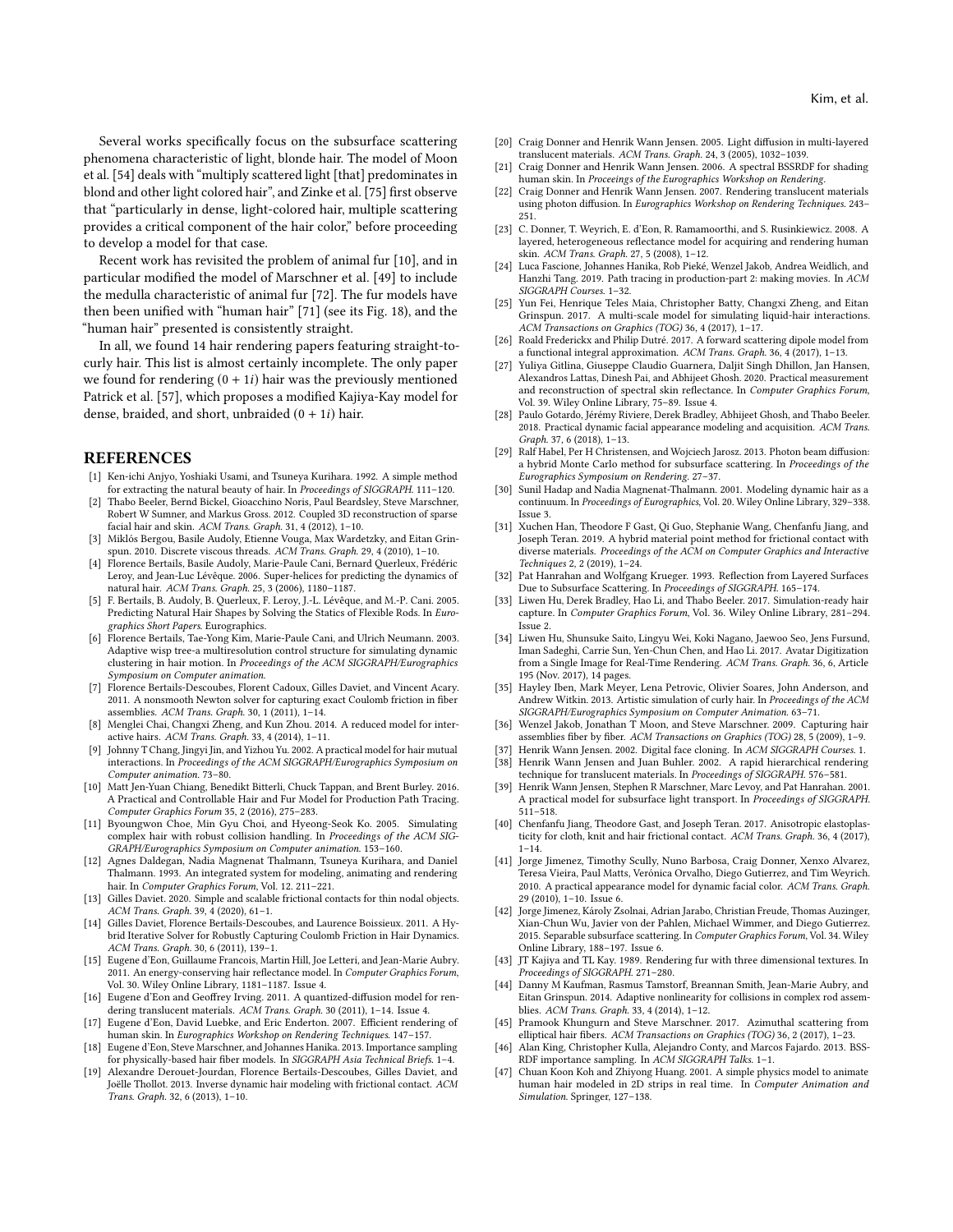Several works specifically focus on the subsurface scattering phenomena characteristic of light, blonde hair. The model of Moon et al. [54] deals with "multiply scattered light [that] predominates in blond and other light colored hair", and Zinke et al. [75] first observe that "particularly in dense, light-colored hair, multiple scattering provides a critical component of the hair color," before proceeding to develop a model for that case.

Recent work has revisited the problem of animal fur [10], and in particular modified the model of Marschner et al. [49] to include the medulla characteristic of animal fur [72]. The fur models have then been unified with "human hair" [71] (see its Fig. 18), and the "human hair" presented is consistently straight.

In all, we found 14 hair rendering papers featuring straight-to-curly hair. This list is almost certainly incomplete. The only paper we found for rendering $(0 + 1i)$ hair was the previously mentioned Patrick et al. [57], which proposes a modified Kajiya-Kay model for dense, braided, and short, unbraided $(0 + 1i)$ hair.

## REFERENCES

[1] Ken-ichi Anjyo, Yoshiaki Usami, and Tsuneya Kurihara. 1992. A simple method for extracting the natural beauty of hair. In *Proceedings of SIGGRAPH*. 111–120.

[2] Thabo Beeler, Bernd Bickel, Gioacchino Noris, Paul Beardsley, Steve Marschner, Robert W Sumner, and Markus Gross. 2012. Coupled 3D reconstruction of sparse facial hair and skin. *ACM Trans. Graph.* 31, 4 (2012), 1–10.

[3] Miklós Bergou, Basile Audoly, Etienne Vouga, Max Wardetzky, and Eitan Grinspun. 2010. Discrete viscous threads. *ACM Trans. Graph.* 29, 4 (2010), 1–10.

[4] Florence Bertails, Basile Audoly, Marie-Paule Cani, Bernard Querleux, Frédéric Leroy, and Jean-Luc Lévêque. 2006. Super-helices for predicting the dynamics of natural hair. *ACM Trans. Graph.* 25, 3 (2006), 1180–1187.

[5] F. Bertails, B. Audoly, B. Querleux, F. Leroy, J.-L. Lévêque, and M.-P. Cani. 2005. Predicting Natural Hair Shapes by Solving the Statics of Flexible Rods. In *Eurographics Short Papers*. Eurographics.

[6] Florence Bertails, Tae-Yong Kim, Marie-Paule Cani, and Ulrich Neumann. 2003. Adaptive wisp tree-a multiresolution control structure for simulating dynamic clustering in hair motion. In *Proceedings of the ACM SIGGRAPH/Eurographics Symposium on Computer animation*.

[7] Florence Bertails-Descoubes, Florent Cadoux, Gilles Daviet, and Vincent Acary. 2011. A nonsmooth Newton solver for capturing exact Coulomb friction in fiber assemblies. *ACM Trans. Graph.* 30, 1 (2011), 1–14.

[8] Menglei Chai, Changxi Zheng, and Kun Zhou. 2014. A reduced model for interactive hairs. *ACM Trans. Graph.* 33, 4 (2014), 1–11.

[9] Johnny T Chang, Jingyi Jin, and Yizhou Yu. 2002. A practical model for hair mutual interactions. In *Proceedings of the ACM SIGGRAPH/Eurographics Symposium on Computer animation*. 73–80.

[10] Matt Jen-Yuan Chiang, Benedikt Bitterli, Chuck Tappan, and Brent Burley. 2016. A Practical and Controllable Hair and Fur Model for Production Path Tracing. *Computer Graphics Forum* 35, 2 (2016), 275–283.

[11] Byoungwon Choe, Min Gyu Choi, and Hyeong-Seok Ko. 2005. Simulating complex hair with robust collision handling. In *Proceedings of the ACM SIGGRAPH/Eurographics Symposium on Computer animation*. 153–160.

[12] Agnes Daldegan, Nadia Magnenat Thalmann, Tsuneya Kurihara, and Daniel Thalmann. 1993. An integrated system for modeling, animating and rendering hair. In *Computer Graphics Forum*, Vol. 12. 211–221.

[13] Gilles Daviet. 2020. Simple and scalable frictional contacts for thin nodal objects. *ACM Trans. Graph.* 39, 4 (2020), 61–1.

[14] Gilles Daviet, Florence Bertails-Descoubes, and Laurence Boissieux. 2011. A Hybrid Iterative Solver for Robustly Capturing Coulomb Friction in Hair Dynamics. *ACM Trans. Graph.* 30, 6 (2011), 139–1.

[15] Eugene d'Eon, Guillaume Francois, Martin Hill, Joe Letteri, and Jean-Marie Aubry. 2011. An energy-conserving hair reflectance model. In *Computer Graphics Forum*, Vol. 30. Wiley Online Library, 1181–1187. Issue 4.

[16] Eugene d'Eon and Geoffrey Irving. 2011. A quantized-diffusion model for rendering translucent materials. *ACM Trans. Graph.* 30 (2011), 1–14. Issue 4.

[17] Eugene d'Eon, David Luebke, and Eric Enderton. 2007. Efficient rendering of human skin. In *Eurographics Workshop on Rendering Techniques*. 147–157.

[18] Eugene d'Eon, Steve Marschner, and Johannes Hanika. 2013. Importance sampling for physically-based hair fiber models. In *SIGGRAPH Asia Technical Briefs*. 1–4.

[19] Alexandre Derouet-Jourdan, Florence Bertails-Descoubes, Gilles Daviet, and Joëlle Thollot. 2013. Inverse dynamic hair modeling with frictional contact. *ACM Trans. Graph.* 32, 6 (2013), 1–10.

[20] Craig Donner and Henrik Wann Jensen. 2005. Light diffusion in multi-layered translucent materials. *ACM Trans. Graph.* 24, 3 (2005), 1032–1039.

[21] Craig Donner and Henrik Wann Jensen. 2006. A spectral BSSRDF for shading human skin. In *Proceeings of the Eurographics Workshop on Rendering*.

[22] Craig Donner and Henrik Wann Jensen. 2007. Rendering translucent materials using photon diffusion. In *Eurographics Workshop on Rendering Techniques*. 243–251.

[23] C. Donner, T. Weyrich, E. d'Eon, R. Ramamoorthi, and S. Rusinkiewicz. 2008. A layered, heterogeneous reflectance model for acquiring and rendering human skin. *ACM Trans. Graph.* 27, 5 (2008), 1–12.

[24] Luca Fascione, Johannes Hanika, Rob Pieké, Wenzel Jakob, Andrea Weidlich, and Hanzhi Tang. 2019. Path tracing in production-part 2: making movies. In *ACM SIGGRAPH Courses*. 1–32.

[25] Yun Fei, Henrique Teles Maia, Christopher Batty, Changxi Zheng, and Eitan Grinspun. 2017. A multi-scale model for simulating liquid-hair interactions. *ACM Transactions on Graphics (TOG)* 36, 4 (2017), 1–17.

[26] Roald Frederickx and Philip Dutré. 2017. A forward scattering dipole model from a functional integral approximation. *ACM Trans. Graph.* 36, 4 (2017), 1–13.

[27] Yuliya Gitlina, Giuseppe Claudio Guarnera, Daljit Singh Dhillon, Jan Hansen, Alexandros Lattas, Dinesh Pai, and Abhijeet Ghosh. 2020. Practical measurement and reconstruction of spectral skin reflectance. In *Computer Graphics Forum*, Vol. 39. Wiley Online Library, 75–89. Issue 4.

[28] Paulo Gotardo, Jérémy Riviere, Derek Bradley, Abhijeet Ghosh, and Thabo Beeler. 2018. Practical dynamic facial appearance modeling and acquisition. *ACM Trans. Graph.* 37, 6 (2018), 1–13.

[29] Ralf Habel, Per H Christensen, and Wojciech Jarosz. 2013. Photon beam diffusion: a hybrid Monte Carlo method for subsurface scattering. In *Proceedings of the Eurographics Symposium on Rendering*. 27–37.

[30] Sunil Hadap and Nadia Magnenat-Thalmann. 2001. Modeling dynamic hair as a continuum. In *Proceedings of Eurographics*, Vol. 20. Wiley Online Library, 329–338. Issue 3.

[31] Xuchen Han, Theodore F Gast, Qi Guo, Stephanie Wang, Chenfanfu Jiang, and Joseph Teran. 2019. A hybrid material point method for frictional contact with diverse materials. *Proceedings of the ACM on Computer Graphics and Interactive Techniques* 2, 2 (2019), 1–24.

[32] Pat Hanrahan and Wolfgang Krueger. 1993. Reflection from Layered Surfaces Due to Subsurface Scattering. In *Proceedings of SIGGRAPH*. 165–174.

[33] Liwen Hu, Derek Bradley, Hao Li, and Thabo Beeler. 2017. Simulation-ready hair capture. In *Computer Graphics Forum*, Vol. 36. Wiley Online Library, 281–294. Issue 2.

[34] Liwen Hu, Shunsuke Saito, Lingyu Wei, Koki Nagano, Jaewoo Seo, Jens Fursund, Iman Sadeghi, Carrie Sun, Yen-Chun Chen, and Hao Li. 2017. Avatar Digitization from a Single Image for Real-Time Rendering. *ACM Trans. Graph.* 36, 6, Article 195 (Nov. 2017), 14 pages.

[35] Hayley Iben, Mark Meyer, Lena Petrovic, Olivier Soares, John Anderson, and Andrew Witkin. 2013. Artistic simulation of curly hair. In *Proceedings of the ACM SIGGRAPH/Eurographics Symposium on Computer Animation*. 63–71.

[36] Wenzel Jakob, Jonathan T Moon, and Steve Marschner. 2009. Capturing hair assemblies fiber by fiber. *ACM Transactions on Graphics (TOG)* 28, 5 (2009), 1–9.

[37] Henrik Wann Jensen. 2002. Digital face cloning. In *ACM SIGGRAPH Courses*. 1.

[38] Henrik Wann Jensen and Juan Buhler. 2002. A rapid hierarchical rendering technique for translucent materials. In *Proceedings of SIGGRAPH*. 576–581.

[39] Henrik Wann Jensen, Stephen R Marschner, Marc Levoy, and Pat Hanrahan. 2001. A practical model for subsurface light transport. In *Proceedings of SIGGRAPH*. 511–518.

[40] Chenfanfu Jiang, Theodore Gast, and Joseph Teran. 2017. Anisotropic elastoplasticity for cloth, knit and hair frictional contact. *ACM Trans. Graph.* 36, 4 (2017), 1–14.

[41] Jorge Jimenez, Timothy Scully, Nuno Barbosa, Craig Donner, Xenxo Alvarez, Teresa Vieira, Paul Matts, Verónica Orvalho, Diego Gutierrez, and Tim Weyrich. 2010. A practical appearance model for dynamic facial color. *ACM Trans. Graph.* 29 (2010), 1–10. Issue 6.

[42] Jorge Jimenez, Károly Zsolnai, Adrian Jarabo, Christian Freude, Thomas Auzinger, Xian-Chun Wu, Javier von der Pahlen, Michael Wimmer, and Diego Gutierrez. 2015. Separable subsurface scattering. In *Computer Graphics Forum*, Vol. 34. Wiley Online Library, 188–197. Issue 6.

[43] JT Kajiya and TL Kay. 1989. Rendering fur with three dimensional textures. In *Proceedings of SIGGRAPH*. 271–280.

[44] Danny M Kaufman, Rasmus Tamstorf, Breannan Smith, Jean-Marie Aubry, and Eitan Grinspun. 2014. Adaptive nonlinearity for collisions in complex rod assemblies. *ACM Trans. Graph.* 33, 4 (2014), 1–12.

[45] Pramook Khungurn and Steve Marschner. 2017. Azimuthal scattering from elliptical hair fibers. *ACM Transactions on Graphics (TOG)* 36, 2 (2017), 1–23.

[46] Alan King, Christopher Kulla, Alejandro Conty, and Marcos Fajardo. 2013. BSSRDF importance sampling. In *ACM SIGGRAPH Talks*. 1–1.

[47] Chuan Koon Koh and Zhiyong Huang. 2001. A simple physics model to animate human hair modeled in 2D strips in real time. In *Computer Animation and Simulation*. Springer, 127–138.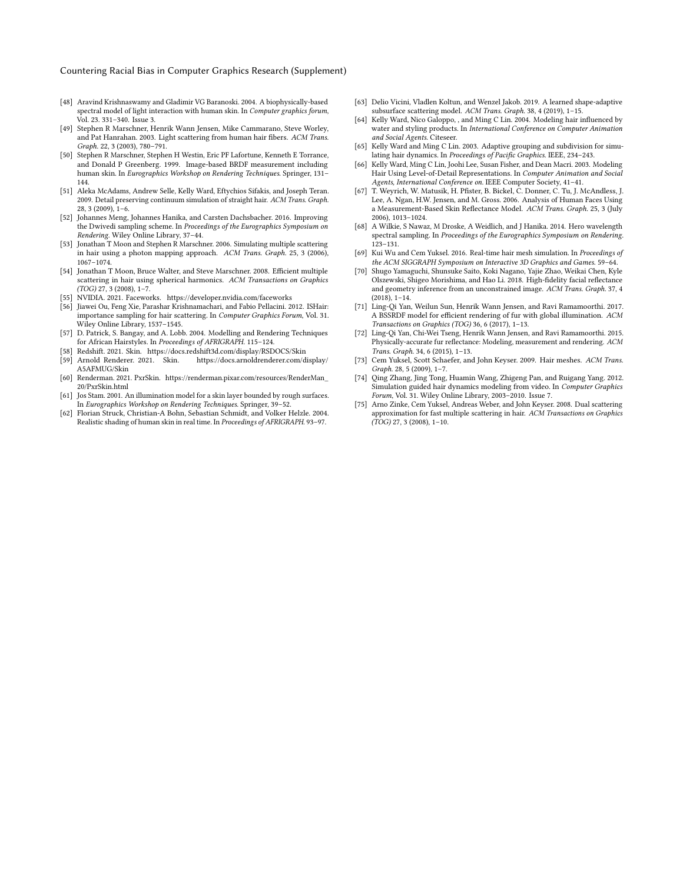[48] Aravind Krishnaswamy and Gladimir VG Baranoski. 2004. A biophysically-based spectral model of light interaction with human skin. In *Computer graphics forum*, Vol. 23. 331–340. Issue 3.

[49] Stephen R Marschner, Henrik Wann Jensen, Mike Cammarano, Steve Worley, and Pat Hanrahan. 2003. Light scattering from human hair fibers. *ACM Trans. Graph.* 22, 3 (2003), 780–791.

[50] Stephen R Marschner, Stephen H Westin, Eric PF Lafortune, Kenneth E Torrance, and Donald P Greenberg. 1999. Image-based BRDF measurement including human skin. In *Eurographics Workshop on Rendering Techniques*. Springer, 131–144.

[51] Aleka McAdams, Andrew Selle, Kelly Ward, Eftychios Sifakis, and Joseph Teran. 2009. Detail preserving continuum simulation of straight hair. *ACM Trans. Graph.* 28, 3 (2009), 1–6.

[52] Johannes Meng, Johannes Hanika, and Carsten Dachsbacher. 2016. Improving the Dwivedi sampling scheme. In *Proceedings of the Eurographics Symposium on Rendering*. Wiley Online Library, 37–44.

[53] Jonathan T Moon and Stephen R Marschner. 2006. Simulating multiple scattering in hair using a photon mapping approach. *ACM Trans. Graph.* 25, 3 (2006), 1067–1074.

[54] Jonathan T Moon, Bruce Walter, and Steve Marschner. 2008. Efficient multiple scattering in hair using spherical harmonics. *ACM Transactions on Graphics (TOG)* 27, 3 (2008), 1–7.

[55] NVIDIA. 2021. Faceworks. https://developer.nvidia.com/faceworks

[56] Jiawei Ou, Feng Xie, Parashar Krishnamachari, and Fabio Pellacini. 2012. ISHair: importance sampling for hair scattering. In *Computer Graphics Forum*, Vol. 31. Wiley Online Library, 1537–1545.

[57] D. Patrick, S. Bangay, and A. Lobb. 2004. Modelling and Rendering Techniques for African Hairstyles. In *Proceedings of AFRIGRAPH*. 115–124.

[58] Redshift. 2021. Skin. https://docs.redshift3d.com/display/RSDOCS/Skin

[59] Arnold Renderer. 2021. Skin. https://docs.arnoldrenderer.com/display/A5AFMUG/Skin

[60] Renderman. 2021. PxrSkin. https://renderman.pixar.com/resources/RenderMan_20/PxrSkin.html

[61] Jos Stam. 2001. An illumination model for a skin layer bounded by rough surfaces. In *Eurographics Workshop on Rendering Techniques*. Springer, 39–52.

[62] Florian Struck, Christian-A Bohn, Sebastian Schmidt, and Volker Helzle. 2004. Realistic shading of human skin in real time. In *Proceedings of AFRIGRAPH*. 93–97.

[63] Delio Vicini, Vladlen Koltun, and Wenzel Jakob. 2019. A learned shape-adaptive subsurface scattering model. *ACM Trans. Graph.* 38, 4 (2019), 1–15.

[64] Kelly Ward, Nico Galoppo, , and Ming C Lin. 2004. Modeling hair influenced by water and styling products. In *International Conference on Computer Animation and Social Agents*. Citeseer.

[65] Kelly Ward and Ming C Lin. 2003. Adaptive grouping and subdivision for simulating hair dynamics. In *Proceedings of Pacific Graphics*. IEEE, 234–243.

[66] Kelly Ward, Ming C Lin, Joohi Lee, Susan Fisher, and Dean Macri. 2003. Modeling Hair Using Level-of-Detail Representations. In *Computer Animation and Social Agents, International Conference on*. IEEE Computer Society, 41–41.

[67] T. Weyrich, W. Matusik, H. Pfister, B. Bickel, C. Donner, C. Tu, J. McAndless, J. Lee, A. Ngan, H.W. Jensen, and M. Gross. 2006. Analysis of Human Faces Using a Measurement-Based Skin Reflectance Model. *ACM Trans. Graph.* 25, 3 (July 2006), 1013–1024.

[68] A Wilkie, S Nawaz, M Droske, A Weidlich, and J Hanika. 2014. Hero wavelength spectral sampling. In *Proceedings of the Eurographics Symposium on Rendering*. 123–131.

[69] Kui Wu and Cem Yuksel. 2016. Real-time hair mesh simulation. In *Proceedings of the ACM SIGGRAPH Symposium on Interactive 3D Graphics and Games*. 59–64.

[70] Shugo Yamaguchi, Shunsuke Saito, Koki Nagano, Yajie Zhao, Weikai Chen, Kyle Olszewski, Shigeo Morishima, and Hao Li. 2018. High-fidelity facial reflectance and geometry inference from an unconstrained image. *ACM Trans. Graph.* 37, 4 (2018), 1–14.

[71] Ling-Qi Yan, Weilun Sun, Henrik Wann Jensen, and Ravi Ramamoorthi. 2017. A BSSRDF model for efficient rendering of fur with global illumination. *ACM Transactions on Graphics (TOG)* 36, 6 (2017), 1–13.

[72] Ling-Qi Yan, Chi-Wei Tseng, Henrik Wann Jensen, and Ravi Ramamoorthi. 2015. Physically-accurate fur reflectance: Modeling, measurement and rendering. *ACM Trans. Graph.* 34, 6 (2015), 1–13.

[73] Cem Yuksel, Scott Schaefer, and John Keyser. 2009. Hair meshes. *ACM Trans. Graph.* 28, 5 (2009), 1–7.

[74] Qing Zhang, Jing Tong, Huamin Wang, Zhigeng Pan, and Ruigang Yang. 2012. Simulation guided hair dynamics modeling from video. In *Computer Graphics Forum*, Vol. 31. Wiley Online Library, 2003–2010. Issue 7.

[75] Arno Zinke, Cem Yuksel, Andreas Weber, and John Keyser. 2008. Dual scattering approximation for fast multiple scattering in hair. *ACM Transactions on Graphics (TOG)* 27, 3 (2008), 1–10.